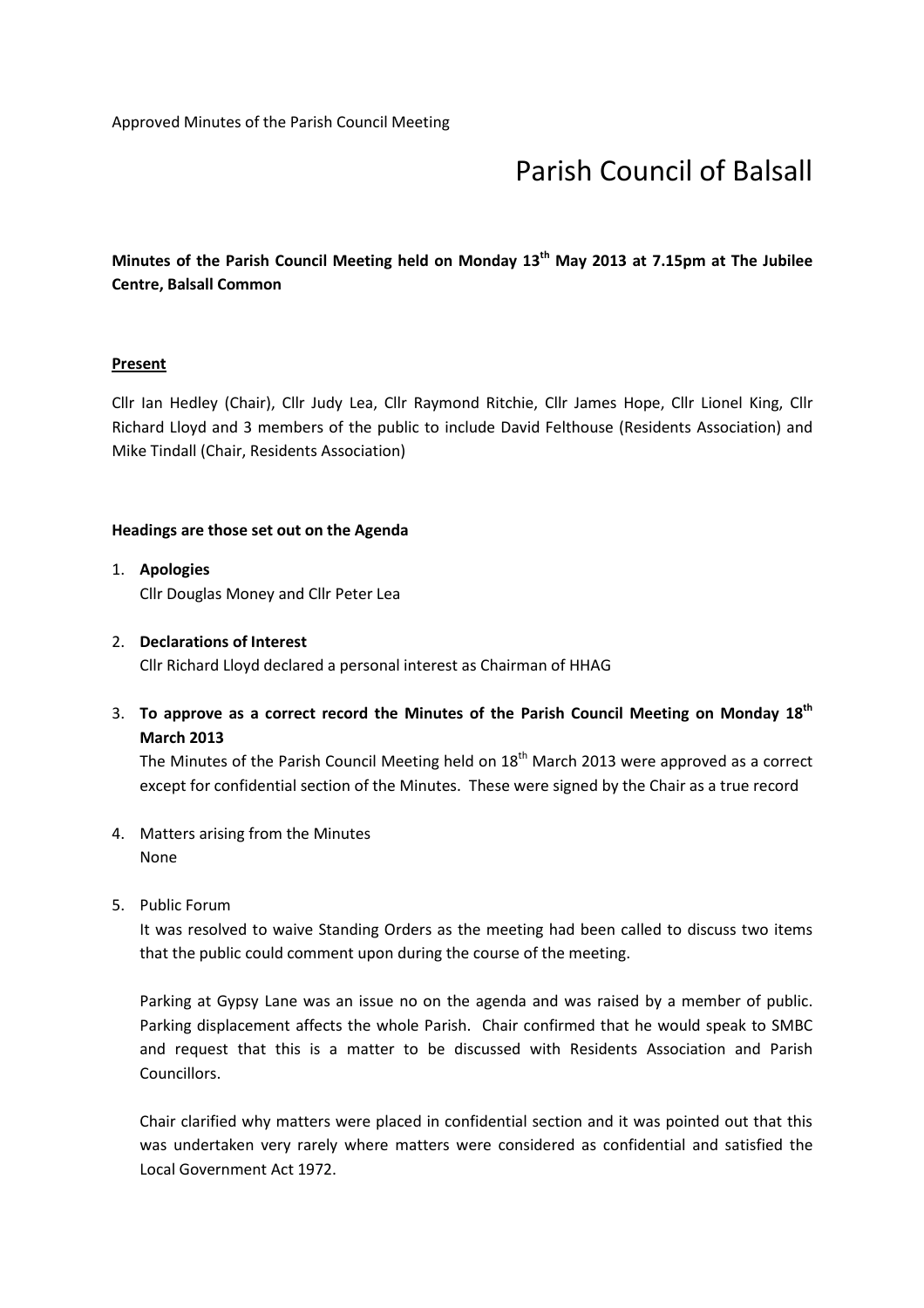Approved Minutes of the Parish Council Meeting

# Parish Council of Balsall

**Minutes of the Parish Council Meeting held on Monday 13th May 2013 at 7.15pm at The Jubilee Centre, Balsall Common**

**Present**

Cllr Ian Hedley (Chair), Cllr Judy Lea, Cllr Raymond Ritchie, Cllr James Hope, Cllr Lionel King, Cllr Richard Lloyd and 3 members of the public to include David Felthouse (Residents Association) and Mike Tindall (Chair, Residents Association)

**Headings are those set out on the Agenda**

1. **Apologies**
   Cllr Douglas Money and Cllr Peter Lea

2. **Declarations of Interest**
   Cllr Richard Lloyd declared a personal interest as Chairman of HHAG

3. **To approve as a correct record the Minutes of the Parish Council Meeting on Monday 18th March 2013**
   The Minutes of the Parish Council Meeting held on 18th March 2013 were approved as a correct except for confidential section of the Minutes. These were signed by the Chair as a true record

4. Matters arising from the Minutes
   None

5. Public Forum
   It was resolved to waive Standing Orders as the meeting had been called to discuss two items that the public could comment upon during the course of the meeting.

   Parking at Gypsy Lane was an issue no on the agenda and was raised by a member of public. Parking displacement affects the whole Parish. Chair confirmed that he would speak to SMBC and request that this is a matter to be discussed with Residents Association and Parish Councillors.

   Chair clarified why matters were placed in confidential section and it was pointed out that this was undertaken very rarely where matters were considered as confidential and satisfied the Local Government Act 1972.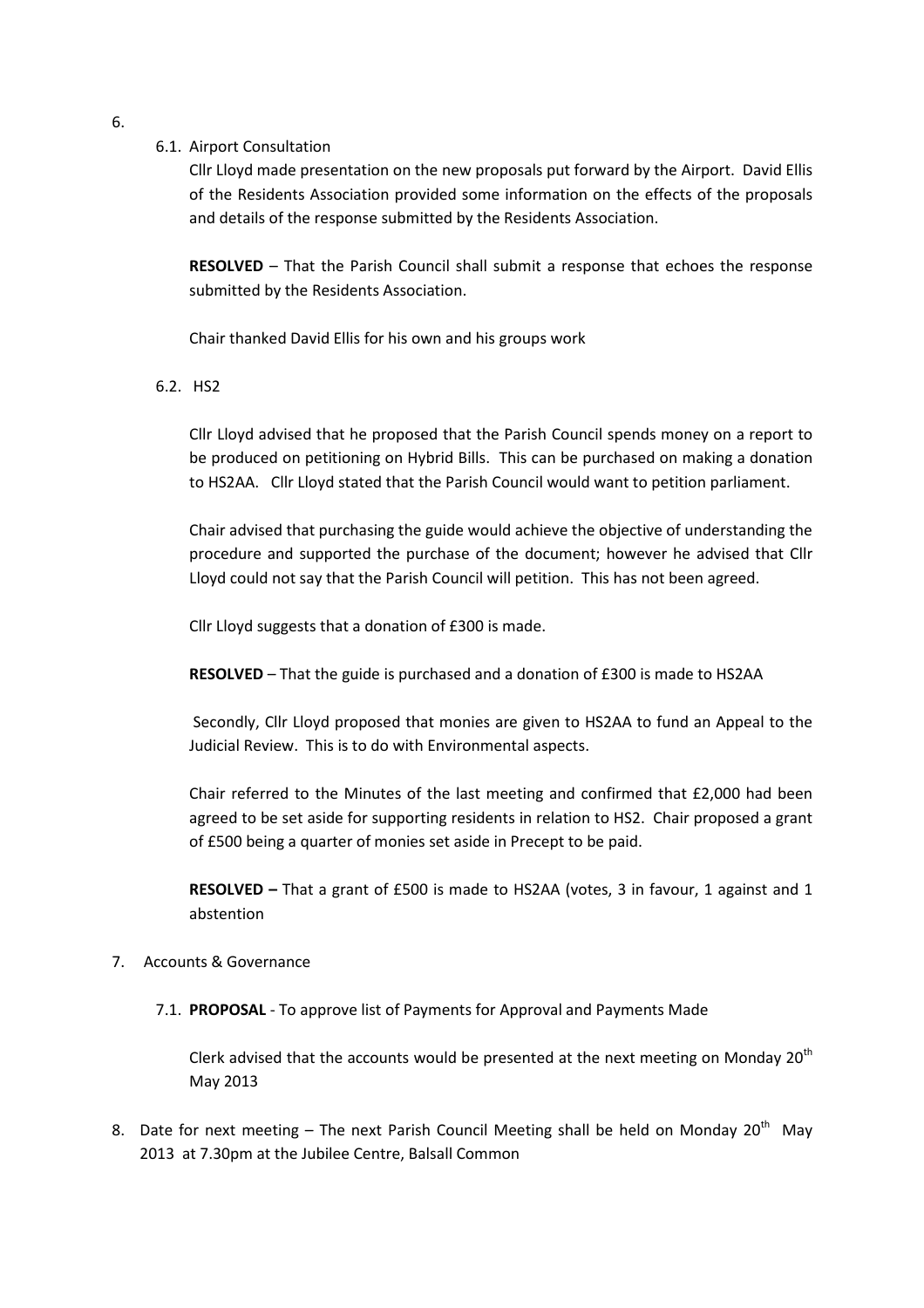6.

6.1. Airport Consultation

Cllr Lloyd made presentation on the new proposals put forward by the Airport. David Ellis of the Residents Association provided some information on the effects of the proposals and details of the response submitted by the Residents Association.

**RESOLVED** – That the Parish Council shall submit a response that echoes the response submitted by the Residents Association.

Chair thanked David Ellis for his own and his groups work

6.2. HS2

Cllr Lloyd advised that he proposed that the Parish Council spends money on a report to be produced on petitioning on Hybrid Bills. This can be purchased on making a donation to HS2AA. Cllr Lloyd stated that the Parish Council would want to petition parliament.

Chair advised that purchasing the guide would achieve the objective of understanding the procedure and supported the purchase of the document; however he advised that Cllr Lloyd could not say that the Parish Council will petition. This has not been agreed.

Cllr Lloyd suggests that a donation of £300 is made.

**RESOLVED** – That the guide is purchased and a donation of £300 is made to HS2AA

Secondly, Cllr Lloyd proposed that monies are given to HS2AA to fund an Appeal to the Judicial Review. This is to do with Environmental aspects.

Chair referred to the Minutes of the last meeting and confirmed that £2,000 had been agreed to be set aside for supporting residents in relation to HS2. Chair proposed a grant of £500 being a quarter of monies set aside in Precept to be paid.

**RESOLVED –** That a grant of £500 is made to HS2AA (votes, 3 in favour, 1 against and 1 abstention

7. Accounts & Governance

7.1. **PROPOSAL** - To approve list of Payments for Approval and Payments Made

Clerk advised that the accounts would be presented at the next meeting on Monday 20th May 2013

8. Date for next meeting – The next Parish Council Meeting shall be held on Monday 20th May 2013 at 7.30pm at the Jubilee Centre, Balsall Common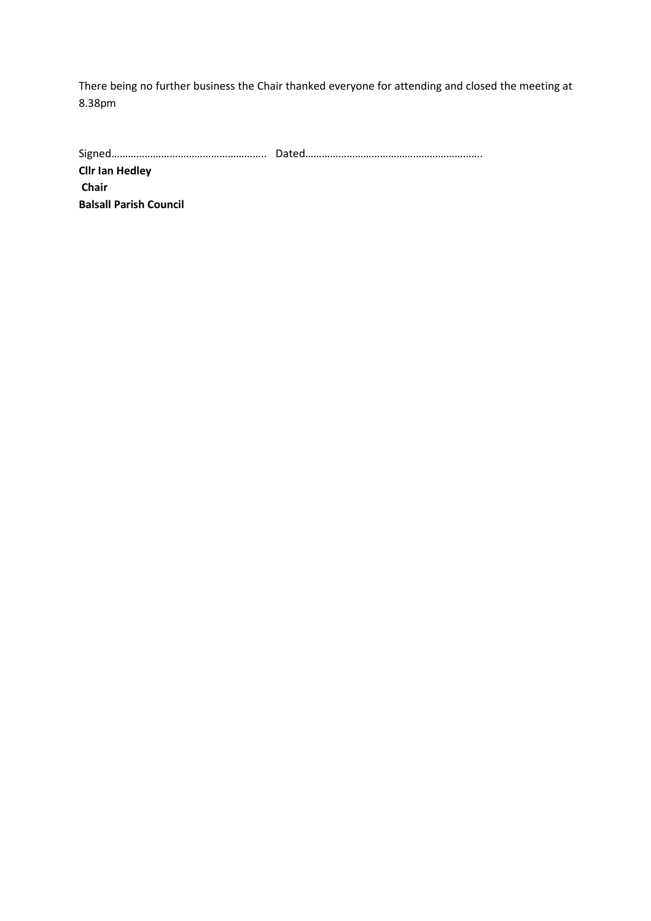There being no further business the Chair thanked everyone for attending and closed the meeting at 8.38pm

Signed………………………………………………..  Dated……………………………………………………….

**Cllr Ian Hedley**  
**Chair**  
**Balsall Parish Council**